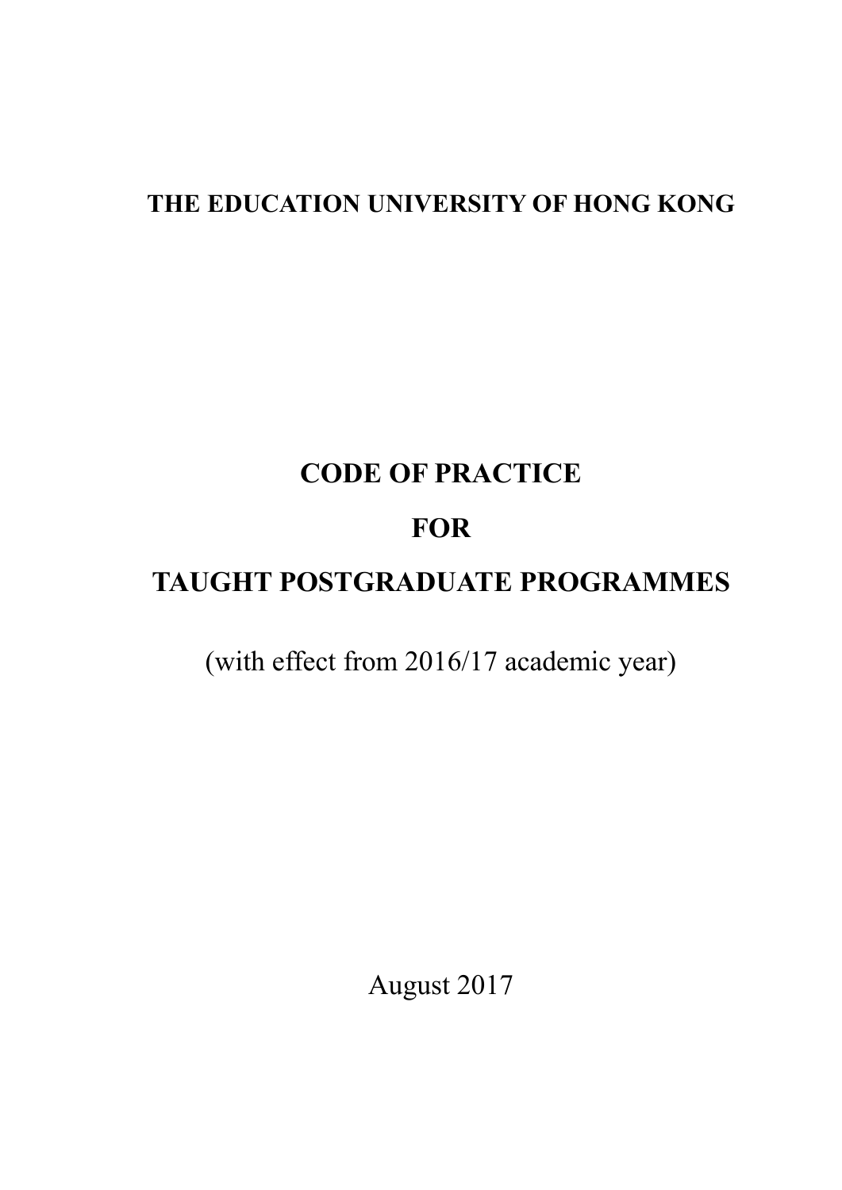**THE EDUCATION UNIVERSITY OF HONG KONG**

# CODE OF PRACTICE

# FOR

# TAUGHT POSTGRADUATE PROGRAMMES

(with effect from 2016/17 academic year)

August 2017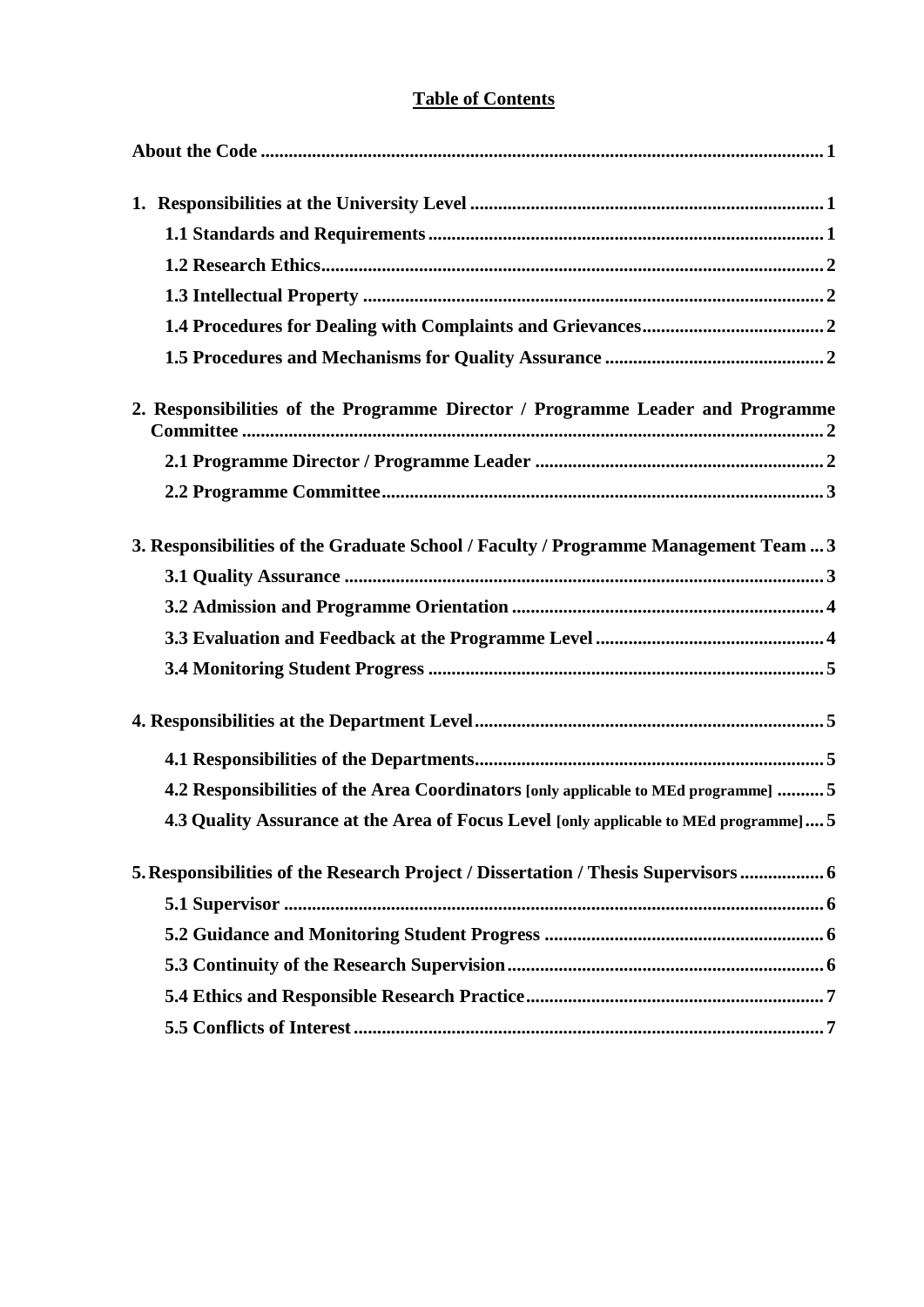# Table of Contents

**About the Code** ........................................................................ **1**

**1. Responsibilities at the University Level** ........................................................................ **1**

- **1.1 Standards and Requirements** ........................................................................ **1**
- **1.2 Research Ethics** ........................................................................ **2**
- **1.3 Intellectual Property** ........................................................................ **2**
- **1.4 Procedures for Dealing with Complaints and Grievances** ........................................................................ **2**
- **1.5 Procedures and Mechanisms for Quality Assurance** ........................................................................ **2**

**2. Responsibilities of the Programme Director / Programme Leader and Programme Committee** ........................................................................ **2**

- **2.1 Programme Director / Programme Leader** ........................................................................ **2**
- **2.2 Programme Committee** ........................................................................ **3**

**3. Responsibilities of the Graduate School / Faculty / Programme Management Team** ... **3**

- **3.1 Quality Assurance** ........................................................................ **3**
- **3.2 Admission and Programme Orientation** ........................................................................ **4**
- **3.3 Evaluation and Feedback at the Programme Level** ........................................................................ **4**
- **3.4 Monitoring Student Progress** ........................................................................ **5**

**4. Responsibilities at the Department Level** ........................................................................ **5**

- **4.1 Responsibilities of the Departments** ........................................................................ **5**
- **4.2 Responsibilities of the Area Coordinators [only applicable to MEd programme]** .......... **5**
- **4.3 Quality Assurance at the Area of Focus Level [only applicable to MEd programme]** .... **5**

**5. Responsibilities of the Research Project / Dissertation / Thesis Supervisors** ................. **6**

- **5.1 Supervisor** ........................................................................ **6**
- **5.2 Guidance and Monitoring Student Progress** ........................................................................ **6**
- **5.3 Continuity of the Research Supervision** ........................................................................ **6**
- **5.4 Ethics and Responsible Research Practice** ........................................................................ **7**
- **5.5 Conflicts of Interest** ........................................................................ **7**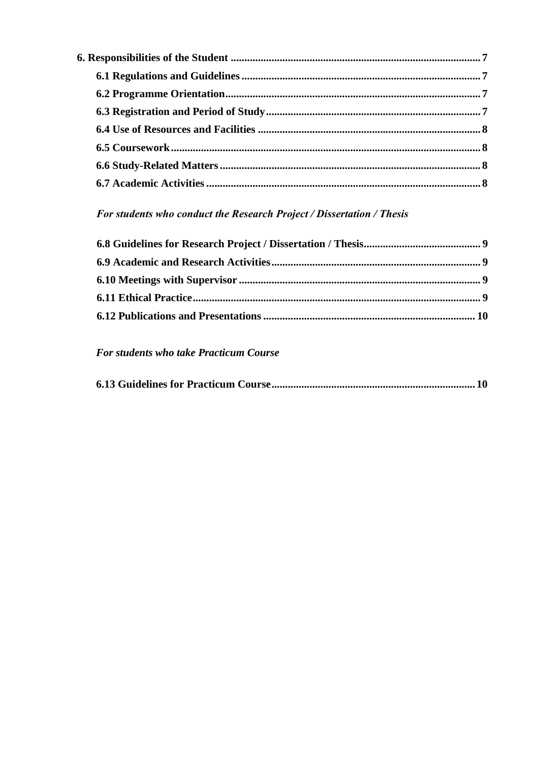**6. Responsibilities of the Student** .......... **7**

- **6.1 Regulations and Guidelines** .......... **7**
- **6.2 Programme Orientation** .......... **7**
- **6.3 Registration and Period of Study** .......... **7**
- **6.4 Use of Resources and Facilities** .......... **8**
- **6.5 Coursework** .......... **8**
- **6.6 Study-Related Matters** .......... **8**
- **6.7 Academic Activities** .......... **8**

***For students who conduct the Research Project / Dissertation / Thesis***

- **6.8 Guidelines for Research Project / Dissertation / Thesis** .......... **9**
- **6.9 Academic and Research Activities** .......... **9**
- **6.10 Meetings with Supervisor** .......... **9**
- **6.11 Ethical Practice** .......... **9**
- **6.12 Publications and Presentations** .......... **10**

***For students who take Practicum Course***

- **6.13 Guidelines for Practicum Course** .......... **10**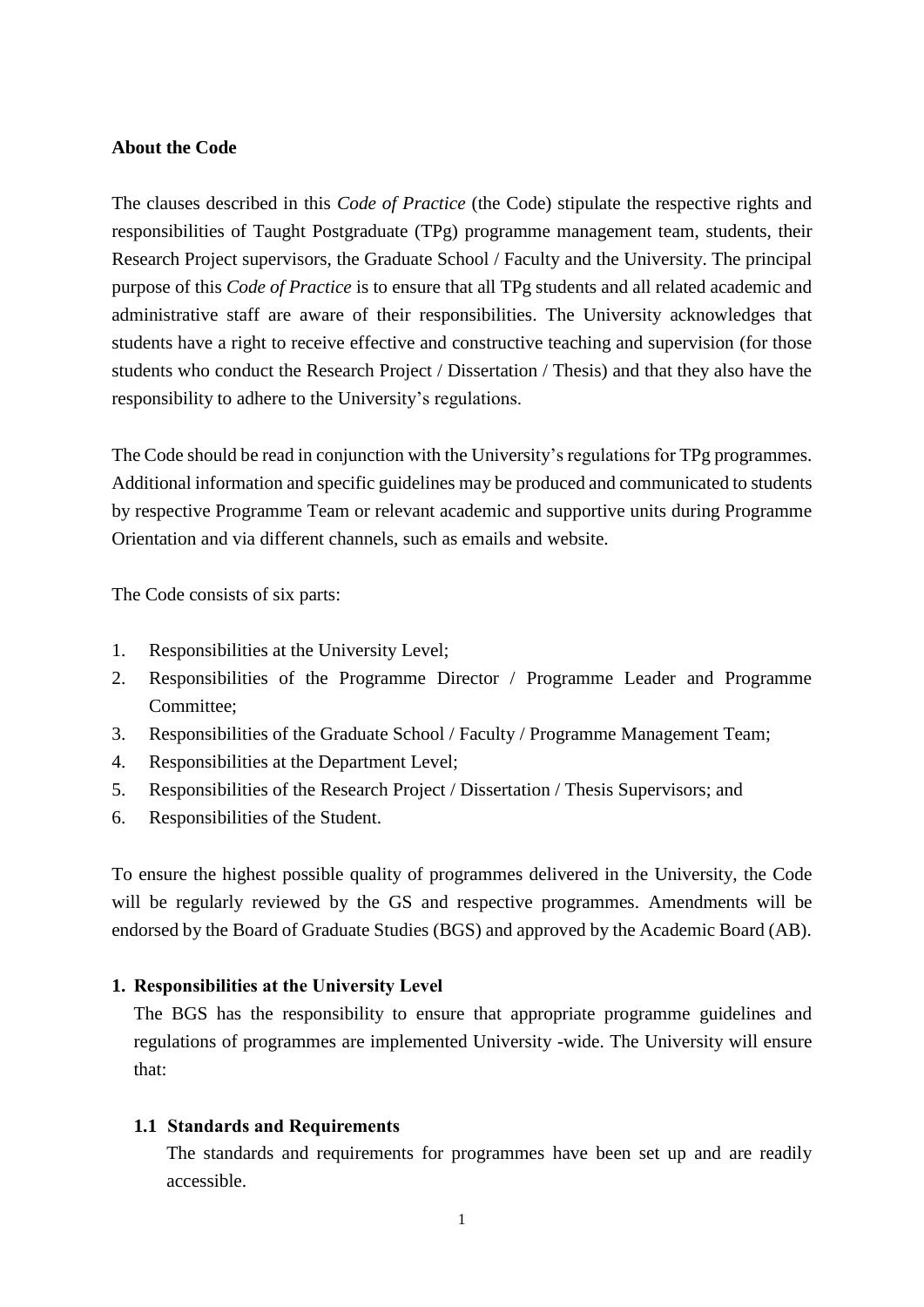**About the Code**

The clauses described in this *Code of Practice* (the Code) stipulate the respective rights and responsibilities of Taught Postgraduate (TPg) programme management team, students, their Research Project supervisors, the Graduate School / Faculty and the University. The principal purpose of this *Code of Practice* is to ensure that all TPg students and all related academic and administrative staff are aware of their responsibilities. The University acknowledges that students have a right to receive effective and constructive teaching and supervision (for those students who conduct the Research Project / Dissertation / Thesis) and that they also have the responsibility to adhere to the University's regulations.

The Code should be read in conjunction with the University's regulations for TPg programmes. Additional information and specific guidelines may be produced and communicated to students by respective Programme Team or relevant academic and supportive units during Programme Orientation and via different channels, such as emails and website.

The Code consists of six parts:

1. Responsibilities at the University Level;
2. Responsibilities of the Programme Director / Programme Leader and Programme Committee;
3. Responsibilities of the Graduate School / Faculty / Programme Management Team;
4. Responsibilities at the Department Level;
5. Responsibilities of the Research Project / Dissertation / Thesis Supervisors; and
6. Responsibilities of the Student.

To ensure the highest possible quality of programmes delivered in the University, the Code will be regularly reviewed by the GS and respective programmes. Amendments will be endorsed by the Board of Graduate Studies (BGS) and approved by the Academic Board (AB).

## 1. Responsibilities at the University Level

The BGS has the responsibility to ensure that appropriate programme guidelines and regulations of programmes are implemented University -wide. The University will ensure that:

### 1.1 Standards and Requirements

The standards and requirements for programmes have been set up and are readily accessible.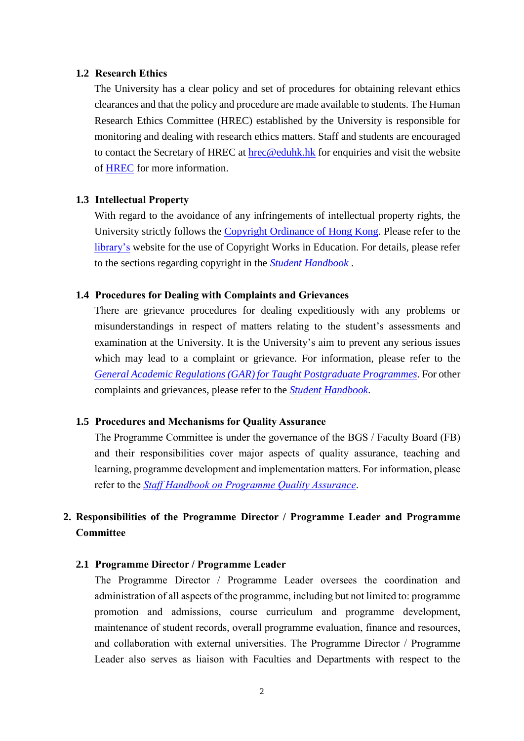### 1.2 Research Ethics

The University has a clear policy and set of procedures for obtaining relevant ethics clearances and that the policy and procedure are made available to students. The Human Research Ethics Committee (HREC) established by the University is responsible for monitoring and dealing with research ethics matters. Staff and students are encouraged to contact the Secretary of HREC at hrec@eduhk.hk for enquiries and visit the website of HREC for more information.

### 1.3 Intellectual Property

With regard to the avoidance of any infringements of intellectual property rights, the University strictly follows the Copyright Ordinance of Hong Kong. Please refer to the library's website for the use of Copyright Works in Education. For details, please refer to the sections regarding copyright in the *Student Handbook* .

### 1.4 Procedures for Dealing with Complaints and Grievances

There are grievance procedures for dealing expeditiously with any problems or misunderstandings in respect of matters relating to the student's assessments and examination at the University. It is the University's aim to prevent any serious issues which may lead to a complaint or grievance. For information, please refer to the *General Academic Regulations (GAR) for Taught Postgraduate Programmes*. For other complaints and grievances, please refer to the *Student Handbook*.

### 1.5 Procedures and Mechanisms for Quality Assurance

The Programme Committee is under the governance of the BGS / Faculty Board (FB) and their responsibilities cover major aspects of quality assurance, teaching and learning, programme development and implementation matters. For information, please refer to the *Staff Handbook on Programme Quality Assurance*.

## 2. Responsibilities of the Programme Director / Programme Leader and Programme Committee

### 2.1 Programme Director / Programme Leader

The Programme Director / Programme Leader oversees the coordination and administration of all aspects of the programme, including but not limited to: programme promotion and admissions, course curriculum and programme development, maintenance of student records, overall programme evaluation, finance and resources, and collaboration with external universities. The Programme Director / Programme Leader also serves as liaison with Faculties and Departments with respect to the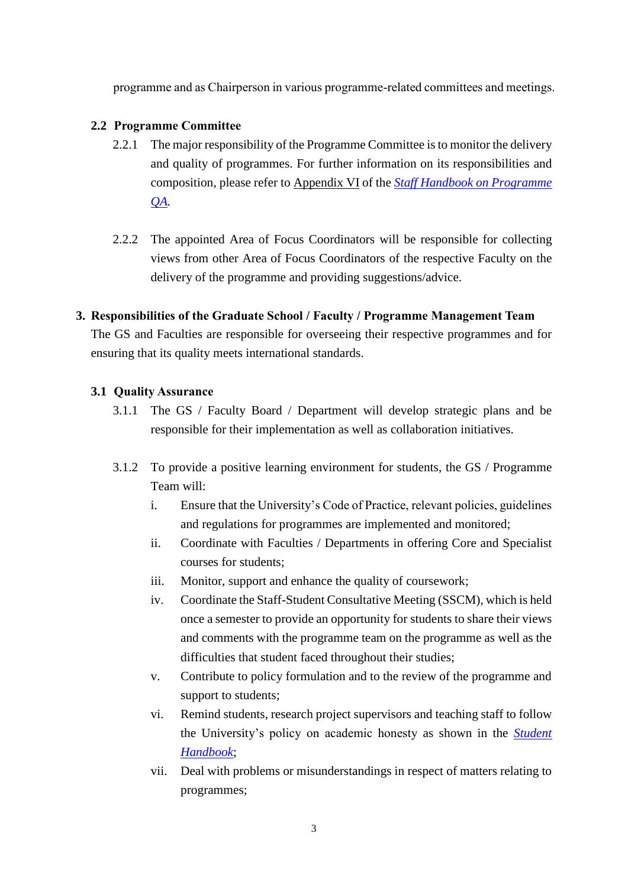programme and as Chairperson in various programme-related committees and meetings.

### 2.2 Programme Committee

2.2.1 The major responsibility of the Programme Committee is to monitor the delivery and quality of programmes. For further information on its responsibilities and composition, please refer to Appendix VI of the *Staff Handbook on Programme QA*.

2.2.2 The appointed Area of Focus Coordinators will be responsible for collecting views from other Area of Focus Coordinators of the respective Faculty on the delivery of the programme and providing suggestions/advice.

## 3. Responsibilities of the Graduate School / Faculty / Programme Management Team

The GS and Faculties are responsible for overseeing their respective programmes and for ensuring that its quality meets international standards.

### 3.1 Quality Assurance

3.1.1 The GS / Faculty Board / Department will develop strategic plans and be responsible for their implementation as well as collaboration initiatives.

3.1.2 To provide a positive learning environment for students, the GS / Programme Team will:

i. Ensure that the University's Code of Practice, relevant policies, guidelines and regulations for programmes are implemented and monitored;

ii. Coordinate with Faculties / Departments in offering Core and Specialist courses for students;

iii. Monitor, support and enhance the quality of coursework;

iv. Coordinate the Staff-Student Consultative Meeting (SSCM), which is held once a semester to provide an opportunity for students to share their views and comments with the programme team on the programme as well as the difficulties that student faced throughout their studies;

v. Contribute to policy formulation and to the review of the programme and support to students;

vi. Remind students, research project supervisors and teaching staff to follow the University's policy on academic honesty as shown in the *Student Handbook*;

vii. Deal with problems or misunderstandings in respect of matters relating to programmes;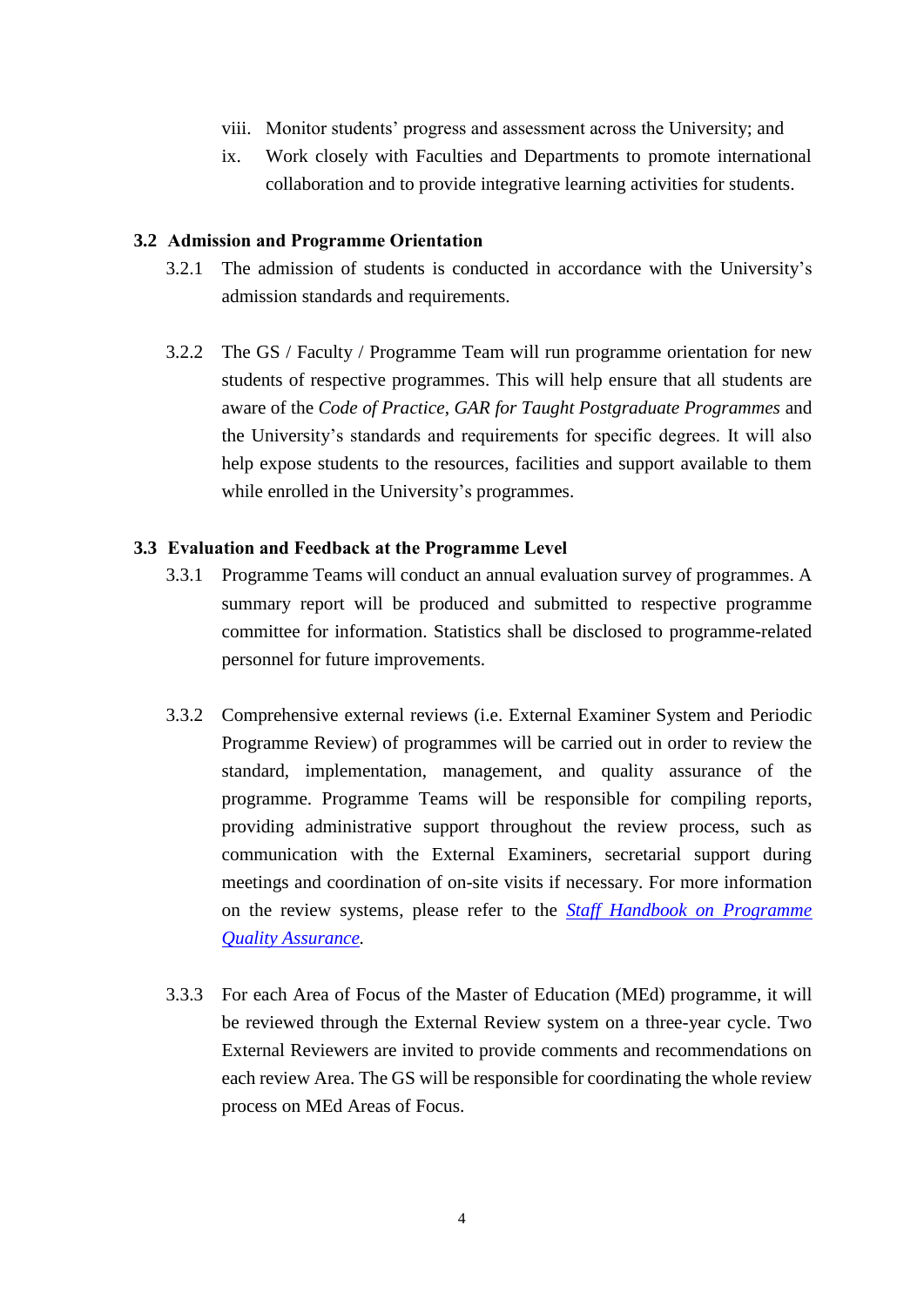viii. Monitor students' progress and assessment across the University; and

ix. Work closely with Faculties and Departments to promote international collaboration and to provide integrative learning activities for students.

### 3.2 Admission and Programme Orientation

3.2.1 The admission of students is conducted in accordance with the University's admission standards and requirements.

3.2.2 The GS / Faculty / Programme Team will run programme orientation for new students of respective programmes. This will help ensure that all students are aware of the *Code of Practice*, *GAR for Taught Postgraduate Programmes* and the University's standards and requirements for specific degrees. It will also help expose students to the resources, facilities and support available to them while enrolled in the University's programmes.

### 3.3 Evaluation and Feedback at the Programme Level

3.3.1 Programme Teams will conduct an annual evaluation survey of programmes. A summary report will be produced and submitted to respective programme committee for information. Statistics shall be disclosed to programme-related personnel for future improvements.

3.3.2 Comprehensive external reviews (i.e. External Examiner System and Periodic Programme Review) of programmes will be carried out in order to review the standard, implementation, management, and quality assurance of the programme. Programme Teams will be responsible for compiling reports, providing administrative support throughout the review process, such as communication with the External Examiners, secretarial support during meetings and coordination of on-site visits if necessary. For more information on the review systems, please refer to the *Staff Handbook on Programme Quality Assurance*.

3.3.3 For each Area of Focus of the Master of Education (MEd) programme, it will be reviewed through the External Review system on a three-year cycle. Two External Reviewers are invited to provide comments and recommendations on each review Area. The GS will be responsible for coordinating the whole review process on MEd Areas of Focus.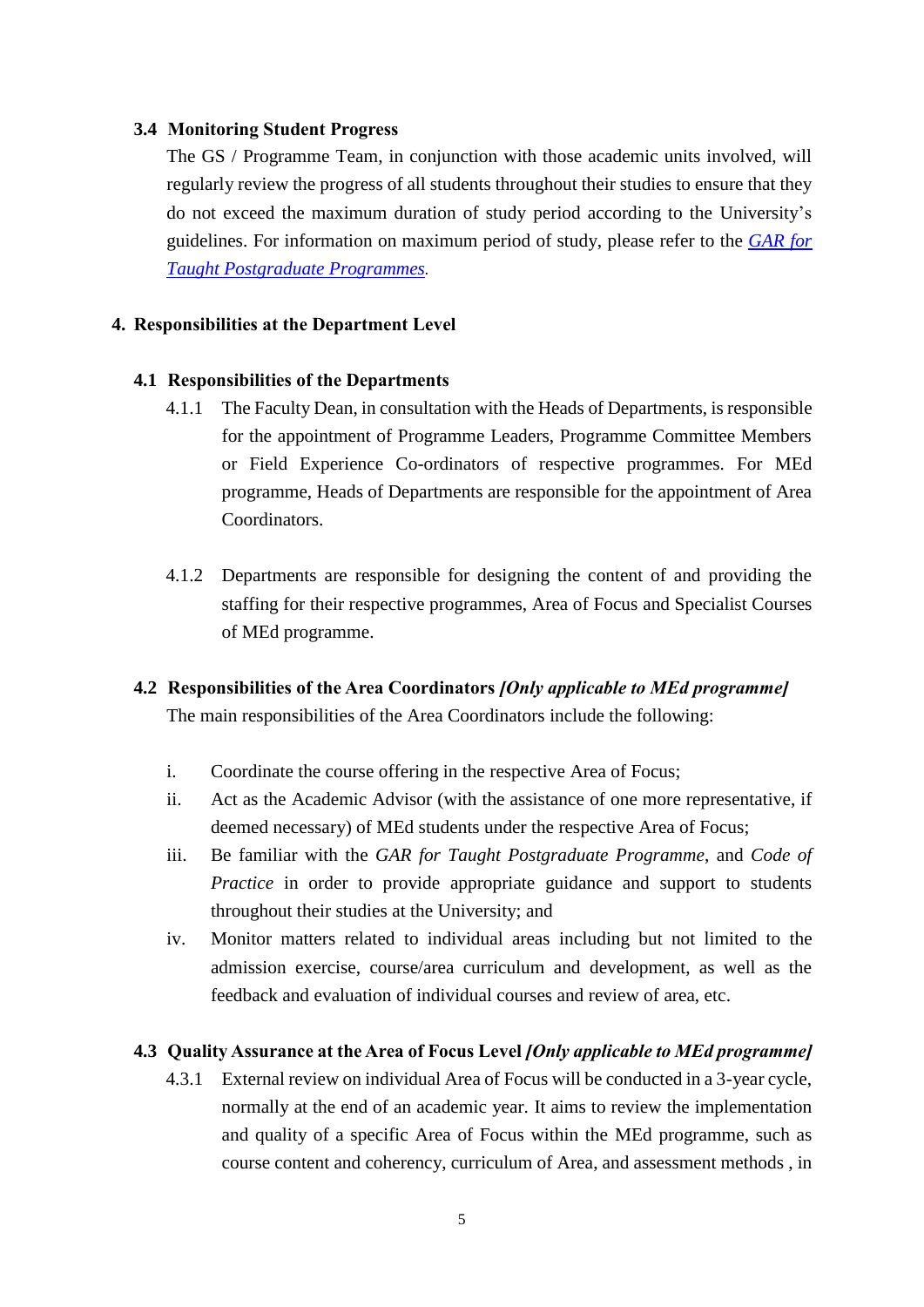### 3.4 Monitoring Student Progress

The GS / Programme Team, in conjunction with those academic units involved, will regularly review the progress of all students throughout their studies to ensure that they do not exceed the maximum duration of study period according to the University's guidelines. For information on maximum period of study, please refer to the *GAR for Taught Postgraduate Programmes*.

## 4. Responsibilities at the Department Level

### 4.1 Responsibilities of the Departments

4.1.1 The Faculty Dean, in consultation with the Heads of Departments, is responsible for the appointment of Programme Leaders, Programme Committee Members or Field Experience Co-ordinators of respective programmes. For MEd programme, Heads of Departments are responsible for the appointment of Area Coordinators.

4.1.2 Departments are responsible for designing the content of and providing the staffing for their respective programmes, Area of Focus and Specialist Courses of MEd programme.

### 4.2 Responsibilities of the Area Coordinators *[Only applicable to MEd programme]*

The main responsibilities of the Area Coordinators include the following:

i. Coordinate the course offering in the respective Area of Focus;

ii. Act as the Academic Advisor (with the assistance of one more representative, if deemed necessary) of MEd students under the respective Area of Focus;

iii. Be familiar with the *GAR for Taught Postgraduate Programme*, and *Code of Practice* in order to provide appropriate guidance and support to students throughout their studies at the University; and

iv. Monitor matters related to individual areas including but not limited to the admission exercise, course/area curriculum and development, as well as the feedback and evaluation of individual courses and review of area, etc.

### 4.3 Quality Assurance at the Area of Focus Level *[Only applicable to MEd programme]*

4.3.1 External review on individual Area of Focus will be conducted in a 3-year cycle, normally at the end of an academic year. It aims to review the implementation and quality of a specific Area of Focus within the MEd programme, such as course content and coherency, curriculum of Area, and assessment methods , in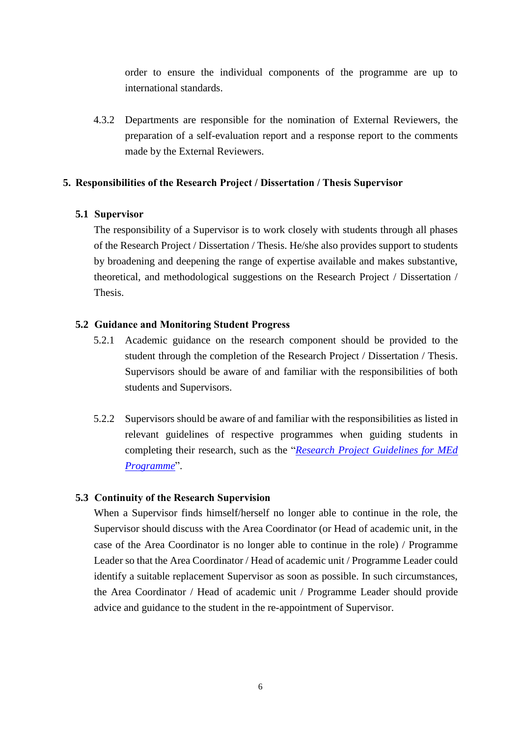order to ensure the individual components of the programme are up to international standards.

4.3.2 Departments are responsible for the nomination of External Reviewers, the preparation of a self-evaluation report and a response report to the comments made by the External Reviewers.

## 5. Responsibilities of the Research Project / Dissertation / Thesis Supervisor

### 5.1 Supervisor

The responsibility of a Supervisor is to work closely with students through all phases of the Research Project / Dissertation / Thesis. He/she also provides support to students by broadening and deepening the range of expertise available and makes substantive, theoretical, and methodological suggestions on the Research Project / Dissertation / Thesis.

### 5.2 Guidance and Monitoring Student Progress

5.2.1 Academic guidance on the research component should be provided to the student through the completion of the Research Project / Dissertation / Thesis. Supervisors should be aware of and familiar with the responsibilities of both students and Supervisors.

5.2.2 Supervisors should be aware of and familiar with the responsibilities as listed in relevant guidelines of respective programmes when guiding students in completing their research, such as the "*Research Project Guidelines for MEd Programme*".

### 5.3 Continuity of the Research Supervision

When a Supervisor finds himself/herself no longer able to continue in the role, the Supervisor should discuss with the Area Coordinator (or Head of academic unit, in the case of the Area Coordinator is no longer able to continue in the role) / Programme Leader so that the Area Coordinator / Head of academic unit / Programme Leader could identify a suitable replacement Supervisor as soon as possible. In such circumstances, the Area Coordinator / Head of academic unit / Programme Leader should provide advice and guidance to the student in the re-appointment of Supervisor.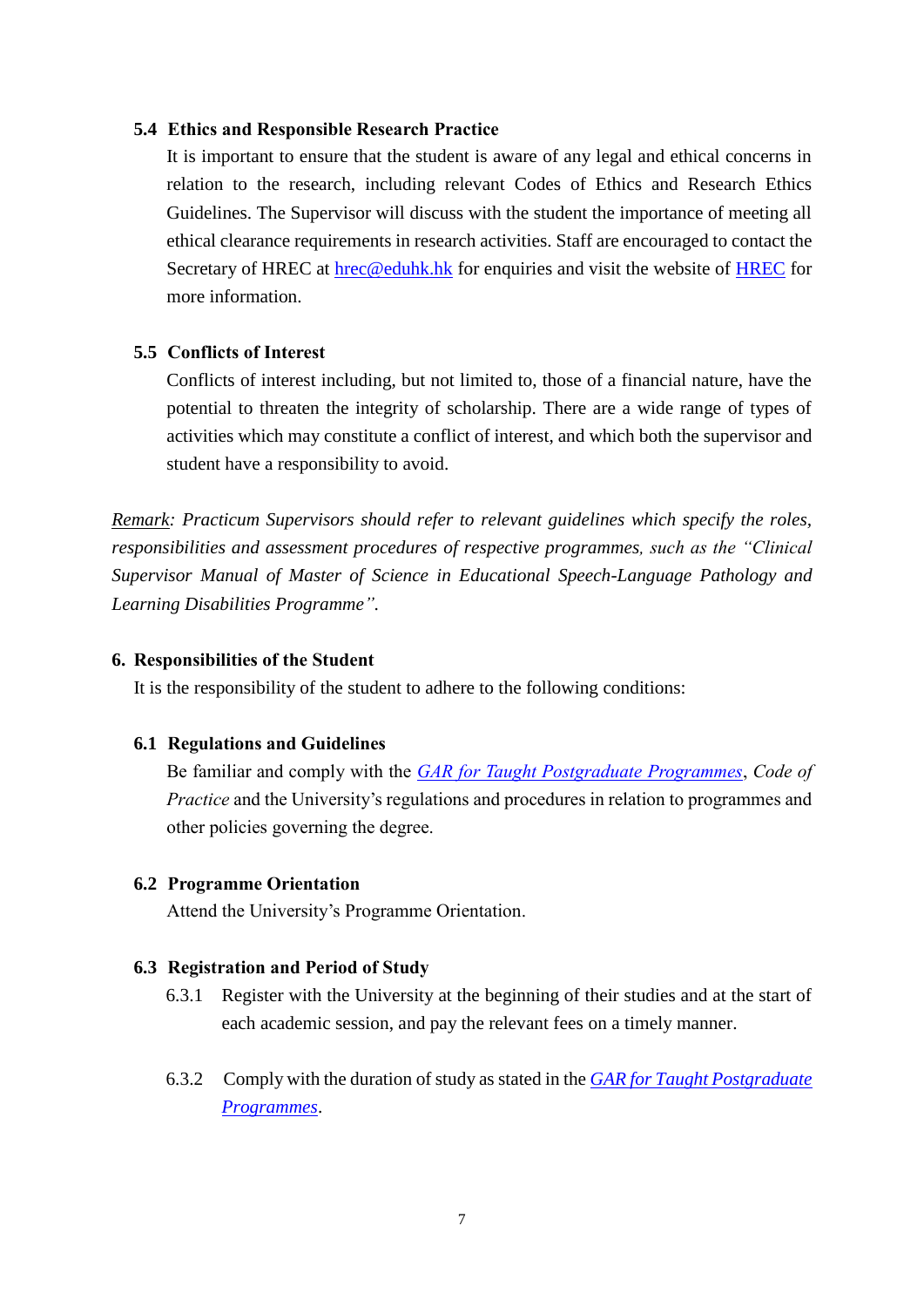### 5.4 Ethics and Responsible Research Practice

It is important to ensure that the student is aware of any legal and ethical concerns in relation to the research, including relevant Codes of Ethics and Research Ethics Guidelines. The Supervisor will discuss with the student the importance of meeting all ethical clearance requirements in research activities. Staff are encouraged to contact the Secretary of HREC at hrec@eduhk.hk for enquiries and visit the website of HREC for more information.

### 5.5 Conflicts of Interest

Conflicts of interest including, but not limited to, those of a financial nature, have the potential to threaten the integrity of scholarship. There are a wide range of types of activities which may constitute a conflict of interest, and which both the supervisor and student have a responsibility to avoid.

*Remark: Practicum Supervisors should refer to relevant guidelines which specify the roles, responsibilities and assessment procedures of respective programmes, such as the "Clinical Supervisor Manual of Master of Science in Educational Speech-Language Pathology and Learning Disabilities Programme".*

## 6. Responsibilities of the Student

It is the responsibility of the student to adhere to the following conditions:

### 6.1 Regulations and Guidelines

Be familiar and comply with the *GAR for Taught Postgraduate Programmes*, *Code of Practice* and the University's regulations and procedures in relation to programmes and other policies governing the degree.

### 6.2 Programme Orientation

Attend the University's Programme Orientation.

### 6.3 Registration and Period of Study

6.3.1 Register with the University at the beginning of their studies and at the start of each academic session, and pay the relevant fees on a timely manner.

6.3.2 Comply with the duration of study as stated in the *GAR for Taught Postgraduate Programmes*.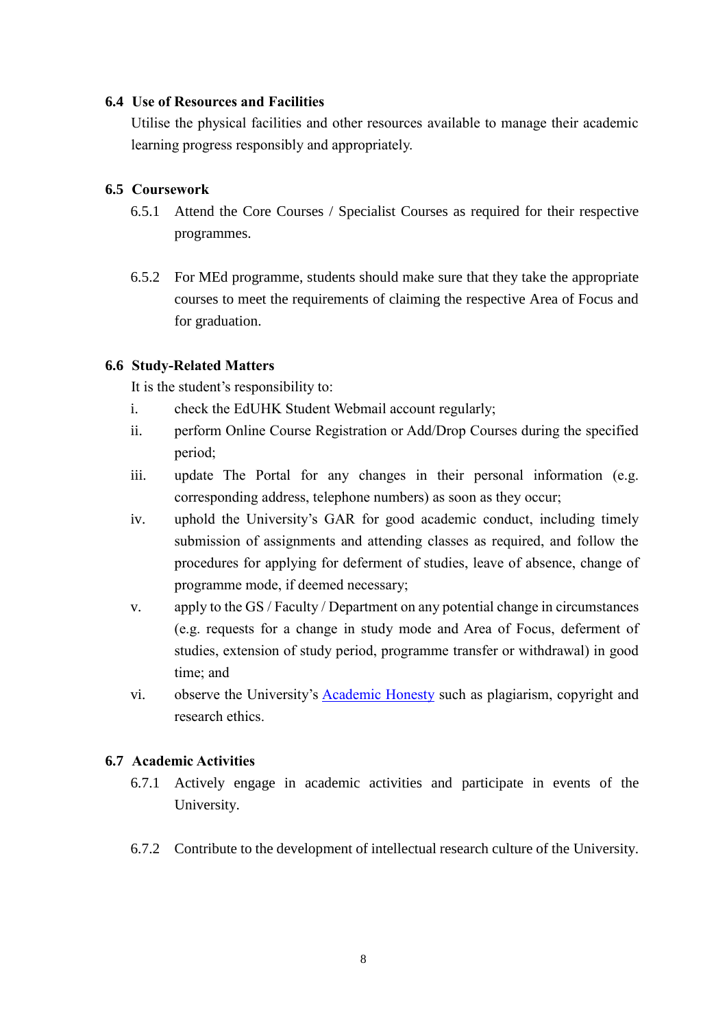### 6.4 Use of Resources and Facilities

Utilise the physical facilities and other resources available to manage their academic learning progress responsibly and appropriately.

### 6.5 Coursework

6.5.1 Attend the Core Courses / Specialist Courses as required for their respective programmes.

6.5.2 For MEd programme, students should make sure that they take the appropriate courses to meet the requirements of claiming the respective Area of Focus and for graduation.

### 6.6 Study-Related Matters

It is the student's responsibility to:

i. check the EdUHK Student Webmail account regularly;

ii. perform Online Course Registration or Add/Drop Courses during the specified period;

iii. update The Portal for any changes in their personal information (e.g. corresponding address, telephone numbers) as soon as they occur;

iv. uphold the University's GAR for good academic conduct, including timely submission of assignments and attending classes as required, and follow the procedures for applying for deferment of studies, leave of absence, change of programme mode, if deemed necessary;

v. apply to the GS / Faculty / Department on any potential change in circumstances (e.g. requests for a change in study mode and Area of Focus, deferment of studies, extension of study period, programme transfer or withdrawal) in good time; and

vi. observe the University's Academic Honesty such as plagiarism, copyright and research ethics.

### 6.7 Academic Activities

6.7.1 Actively engage in academic activities and participate in events of the University.

6.7.2 Contribute to the development of intellectual research culture of the University.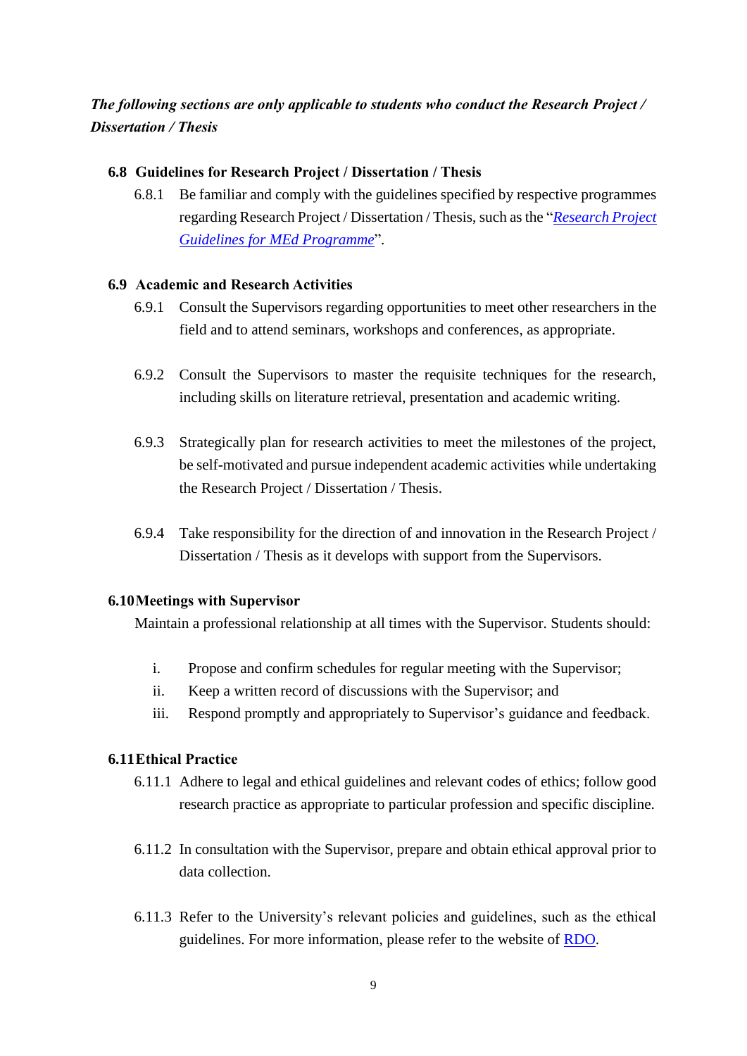***The following sections are only applicable to students who conduct the Research Project / Dissertation / Thesis***

### 6.8 Guidelines for Research Project / Dissertation / Thesis

6.8.1 Be familiar and comply with the guidelines specified by respective programmes regarding Research Project / Dissertation / Thesis, such as the "*Research Project Guidelines for MEd Programme*".

### 6.9 Academic and Research Activities

6.9.1 Consult the Supervisors regarding opportunities to meet other researchers in the field and to attend seminars, workshops and conferences, as appropriate.

6.9.2 Consult the Supervisors to master the requisite techniques for the research, including skills on literature retrieval, presentation and academic writing.

6.9.3 Strategically plan for research activities to meet the milestones of the project, be self-motivated and pursue independent academic activities while undertaking the Research Project / Dissertation / Thesis.

6.9.4 Take responsibility for the direction of and innovation in the Research Project / Dissertation / Thesis as it develops with support from the Supervisors.

### 6.10 Meetings with Supervisor

Maintain a professional relationship at all times with the Supervisor. Students should:

i. Propose and confirm schedules for regular meeting with the Supervisor;
ii. Keep a written record of discussions with the Supervisor; and
iii. Respond promptly and appropriately to Supervisor's guidance and feedback.

### 6.11 Ethical Practice

6.11.1 Adhere to legal and ethical guidelines and relevant codes of ethics; follow good research practice as appropriate to particular profession and specific discipline.

6.11.2 In consultation with the Supervisor, prepare and obtain ethical approval prior to data collection.

6.11.3 Refer to the University's relevant policies and guidelines, such as the ethical guidelines. For more information, please refer to the website of RDO.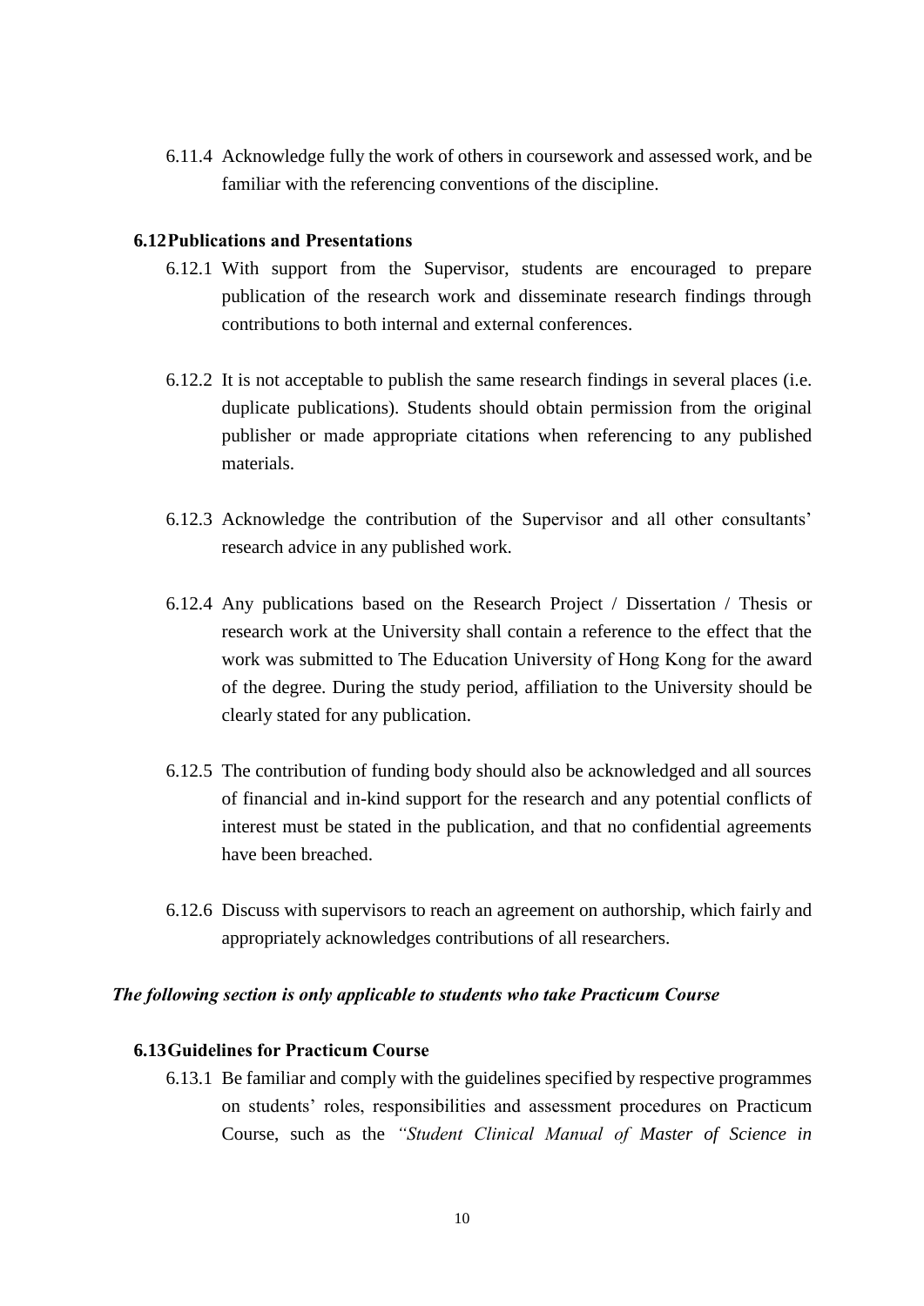6.11.4 Acknowledge fully the work of others in coursework and assessed work, and be familiar with the referencing conventions of the discipline.

### 6.12 Publications and Presentations

6.12.1 With support from the Supervisor, students are encouraged to prepare publication of the research work and disseminate research findings through contributions to both internal and external conferences.

6.12.2 It is not acceptable to publish the same research findings in several places (i.e. duplicate publications). Students should obtain permission from the original publisher or made appropriate citations when referencing to any published materials.

6.12.3 Acknowledge the contribution of the Supervisor and all other consultants' research advice in any published work.

6.12.4 Any publications based on the Research Project / Dissertation / Thesis or research work at the University shall contain a reference to the effect that the work was submitted to The Education University of Hong Kong for the award of the degree. During the study period, affiliation to the University should be clearly stated for any publication.

6.12.5 The contribution of funding body should also be acknowledged and all sources of financial and in-kind support for the research and any potential conflicts of interest must be stated in the publication, and that no confidential agreements have been breached.

6.12.6 Discuss with supervisors to reach an agreement on authorship, which fairly and appropriately acknowledges contributions of all researchers.

***The following section is only applicable to students who take Practicum Course***

### 6.13 Guidelines for Practicum Course

6.13.1 Be familiar and comply with the guidelines specified by respective programmes on students' roles, responsibilities and assessment procedures on Practicum Course, such as the *"Student Clinical Manual of Master of Science in*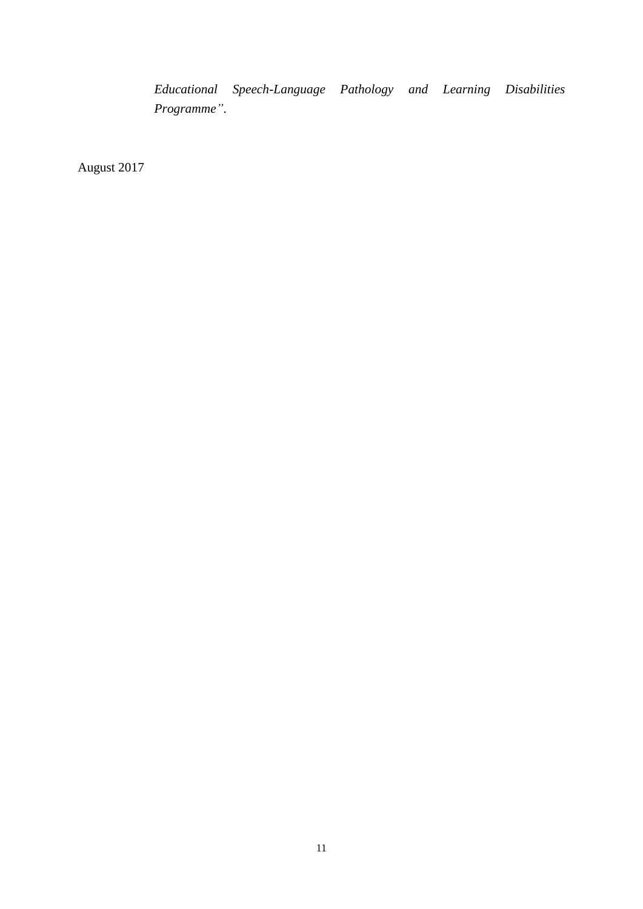*Educational Speech-Language Pathology and Learning Disabilities Programme"*.

August 2017